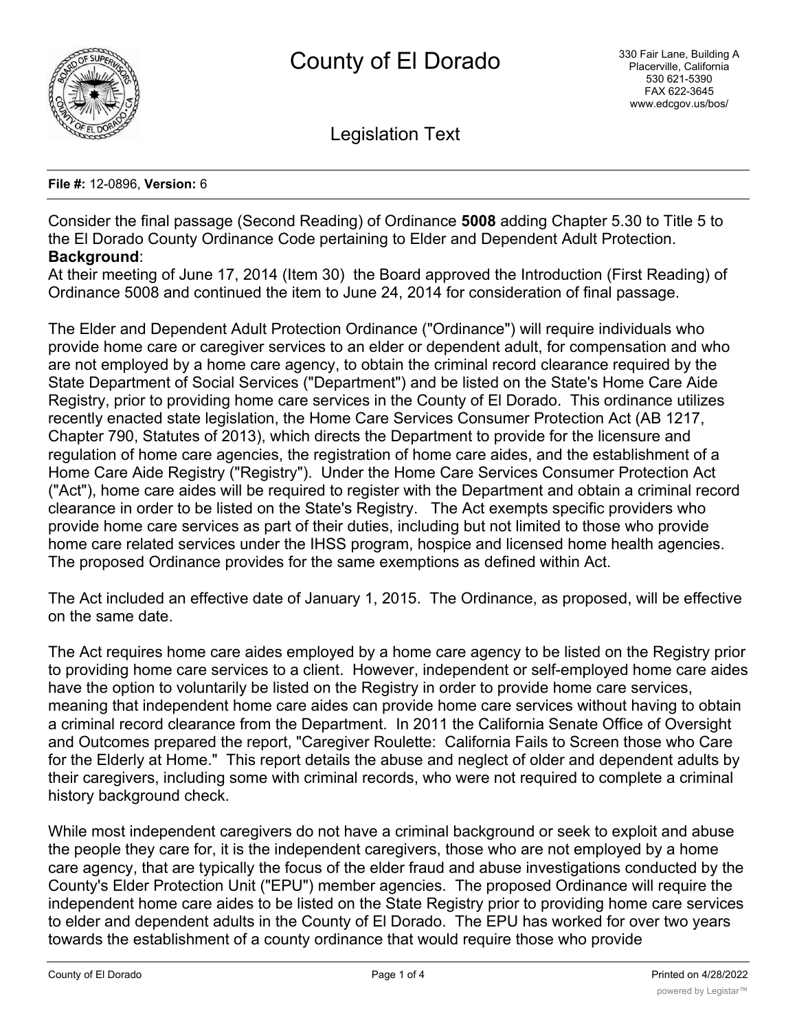# County of El Dorado

330 Fair Lane, Building A
Placerville, California
530 621-5390
FAX 622-3645
www.edcgov.us/bos/

## Legislation Text

**File #:** 12-0896, **Version:** 6

Consider the final passage (Second Reading) of Ordinance **5008** adding Chapter 5.30 to Title 5 to the El Dorado County Ordinance Code pertaining to Elder and Dependent Adult Protection.

**Background**:

At their meeting of June 17, 2014 (Item 30) the Board approved the Introduction (First Reading) of Ordinance 5008 and continued the item to June 24, 2014 for consideration of final passage.

The Elder and Dependent Adult Protection Ordinance ("Ordinance") will require individuals who provide home care or caregiver services to an elder or dependent adult, for compensation and who are not employed by a home care agency, to obtain the criminal record clearance required by the State Department of Social Services ("Department") and be listed on the State's Home Care Aide Registry, prior to providing home care services in the County of El Dorado. This ordinance utilizes recently enacted state legislation, the Home Care Services Consumer Protection Act (AB 1217, Chapter 790, Statutes of 2013), which directs the Department to provide for the licensure and regulation of home care agencies, the registration of home care aides, and the establishment of a Home Care Aide Registry ("Registry"). Under the Home Care Services Consumer Protection Act ("Act"), home care aides will be required to register with the Department and obtain a criminal record clearance in order to be listed on the State's Registry. The Act exempts specific providers who provide home care services as part of their duties, including but not limited to those who provide home care related services under the IHSS program, hospice and licensed home health agencies. The proposed Ordinance provides for the same exemptions as defined within Act.

The Act included an effective date of January 1, 2015. The Ordinance, as proposed, will be effective on the same date.

The Act requires home care aides employed by a home care agency to be listed on the Registry prior to providing home care services to a client. However, independent or self-employed home care aides have the option to voluntarily be listed on the Registry in order to provide home care services, meaning that independent home care aides can provide home care services without having to obtain a criminal record clearance from the Department. In 2011 the California Senate Office of Oversight and Outcomes prepared the report, "Caregiver Roulette: California Fails to Screen those who Care for the Elderly at Home." This report details the abuse and neglect of older and dependent adults by their caregivers, including some with criminal records, who were not required to complete a criminal history background check.

While most independent caregivers do not have a criminal background or seek to exploit and abuse the people they care for, it is the independent caregivers, those who are not employed by a home care agency, that are typically the focus of the elder fraud and abuse investigations conducted by the County's Elder Protection Unit ("EPU") member agencies. The proposed Ordinance will require the independent home care aides to be listed on the State Registry prior to providing home care services to elder and dependent adults in the County of El Dorado. The EPU has worked for over two years towards the establishment of a county ordinance that would require those who provide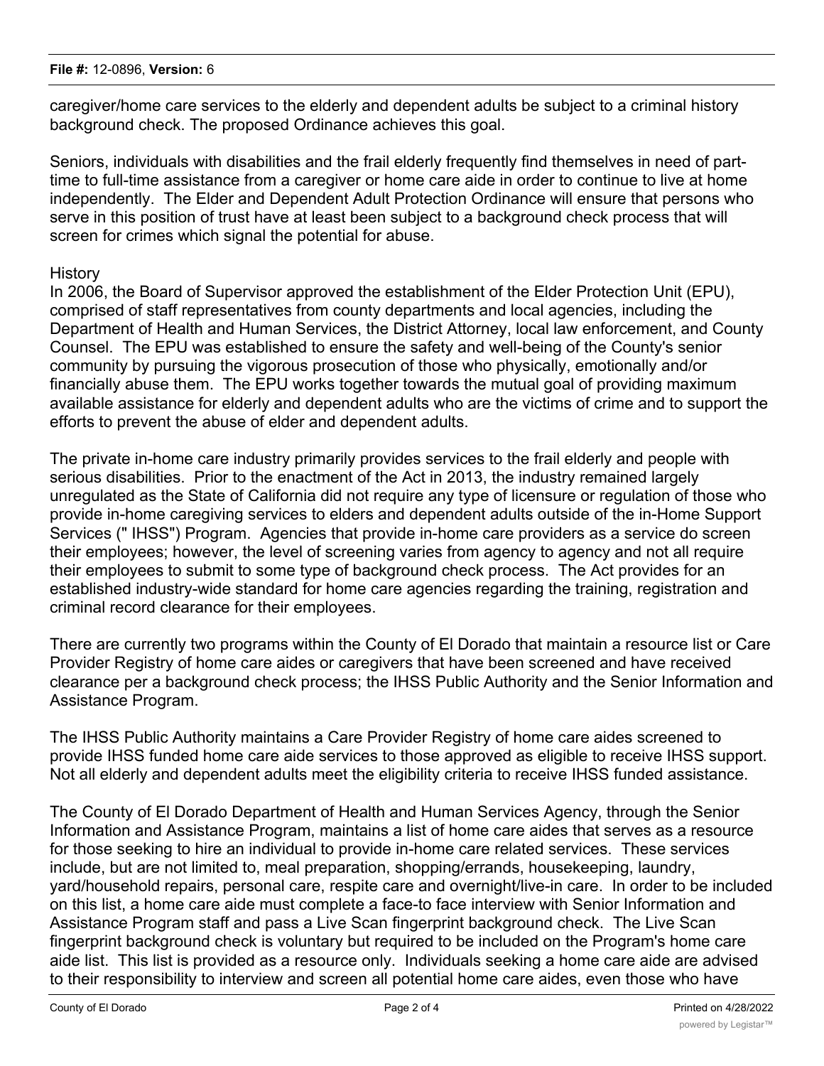caregiver/home care services to the elderly and dependent adults be subject to a criminal history background check. The proposed Ordinance achieves this goal.

Seniors, individuals with disabilities and the frail elderly frequently find themselves in need of part-time to full-time assistance from a caregiver or home care aide in order to continue to live at home independently. The Elder and Dependent Adult Protection Ordinance will ensure that persons who serve in this position of trust have at least been subject to a background check process that will screen for crimes which signal the potential for abuse.

History
In 2006, the Board of Supervisor approved the establishment of the Elder Protection Unit (EPU), comprised of staff representatives from county departments and local agencies, including the Department of Health and Human Services, the District Attorney, local law enforcement, and County Counsel. The EPU was established to ensure the safety and well-being of the County's senior community by pursuing the vigorous prosecution of those who physically, emotionally and/or financially abuse them. The EPU works together towards the mutual goal of providing maximum available assistance for elderly and dependent adults who are the victims of crime and to support the efforts to prevent the abuse of elder and dependent adults.

The private in-home care industry primarily provides services to the frail elderly and people with serious disabilities. Prior to the enactment of the Act in 2013, the industry remained largely unregulated as the State of California did not require any type of licensure or regulation of those who provide in-home caregiving services to elders and dependent adults outside of the in-Home Support Services (" IHSS") Program. Agencies that provide in-home care providers as a service do screen their employees; however, the level of screening varies from agency to agency and not all require their employees to submit to some type of background check process. The Act provides for an established industry-wide standard for home care agencies regarding the training, registration and criminal record clearance for their employees.

There are currently two programs within the County of El Dorado that maintain a resource list or Care Provider Registry of home care aides or caregivers that have been screened and have received clearance per a background check process; the IHSS Public Authority and the Senior Information and Assistance Program.

The IHSS Public Authority maintains a Care Provider Registry of home care aides screened to provide IHSS funded home care aide services to those approved as eligible to receive IHSS support. Not all elderly and dependent adults meet the eligibility criteria to receive IHSS funded assistance.

The County of El Dorado Department of Health and Human Services Agency, through the Senior Information and Assistance Program, maintains a list of home care aides that serves as a resource for those seeking to hire an individual to provide in-home care related services. These services include, but are not limited to, meal preparation, shopping/errands, housekeeping, laundry, yard/household repairs, personal care, respite care and overnight/live-in care. In order to be included on this list, a home care aide must complete a face-to face interview with Senior Information and Assistance Program staff and pass a Live Scan fingerprint background check. The Live Scan fingerprint background check is voluntary but required to be included on the Program's home care aide list. This list is provided as a resource only. Individuals seeking a home care aide are advised to their responsibility to interview and screen all potential home care aides, even those who have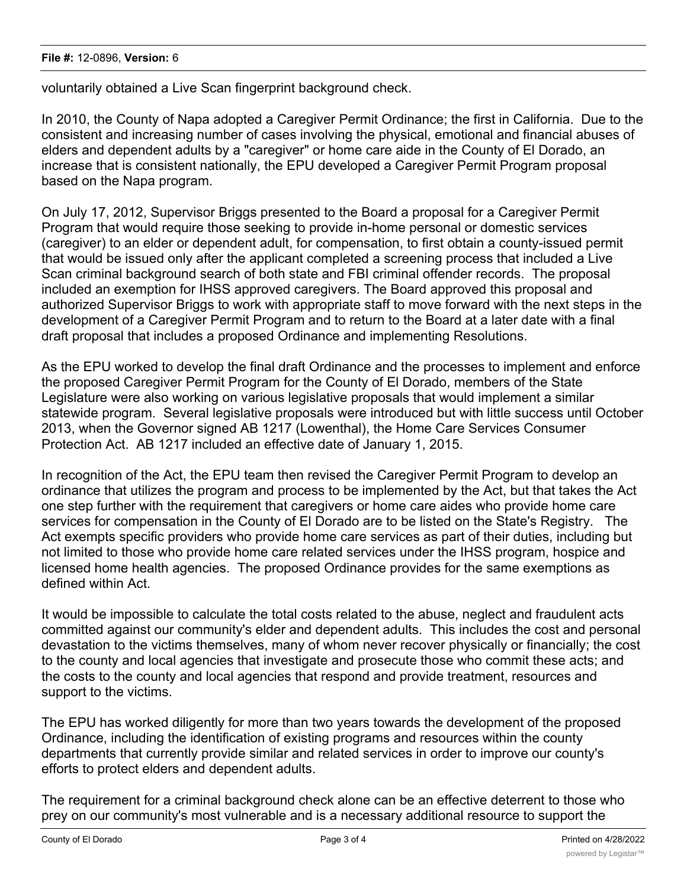voluntarily obtained a Live Scan fingerprint background check.

In 2010, the County of Napa adopted a Caregiver Permit Ordinance; the first in California. Due to the consistent and increasing number of cases involving the physical, emotional and financial abuses of elders and dependent adults by a "caregiver" or home care aide in the County of El Dorado, an increase that is consistent nationally, the EPU developed a Caregiver Permit Program proposal based on the Napa program.

On July 17, 2012, Supervisor Briggs presented to the Board a proposal for a Caregiver Permit Program that would require those seeking to provide in-home personal or domestic services (caregiver) to an elder or dependent adult, for compensation, to first obtain a county-issued permit that would be issued only after the applicant completed a screening process that included a Live Scan criminal background search of both state and FBI criminal offender records. The proposal included an exemption for IHSS approved caregivers. The Board approved this proposal and authorized Supervisor Briggs to work with appropriate staff to move forward with the next steps in the development of a Caregiver Permit Program and to return to the Board at a later date with a final draft proposal that includes a proposed Ordinance and implementing Resolutions.

As the EPU worked to develop the final draft Ordinance and the processes to implement and enforce the proposed Caregiver Permit Program for the County of El Dorado, members of the State Legislature were also working on various legislative proposals that would implement a similar statewide program. Several legislative proposals were introduced but with little success until October 2013, when the Governor signed AB 1217 (Lowenthal), the Home Care Services Consumer Protection Act. AB 1217 included an effective date of January 1, 2015.

In recognition of the Act, the EPU team then revised the Caregiver Permit Program to develop an ordinance that utilizes the program and process to be implemented by the Act, but that takes the Act one step further with the requirement that caregivers or home care aides who provide home care services for compensation in the County of El Dorado are to be listed on the State's Registry. The Act exempts specific providers who provide home care services as part of their duties, including but not limited to those who provide home care related services under the IHSS program, hospice and licensed home health agencies. The proposed Ordinance provides for the same exemptions as defined within Act.

It would be impossible to calculate the total costs related to the abuse, neglect and fraudulent acts committed against our community's elder and dependent adults. This includes the cost and personal devastation to the victims themselves, many of whom never recover physically or financially; the cost to the county and local agencies that investigate and prosecute those who commit these acts; and the costs to the county and local agencies that respond and provide treatment, resources and support to the victims.

The EPU has worked diligently for more than two years towards the development of the proposed Ordinance, including the identification of existing programs and resources within the county departments that currently provide similar and related services in order to improve our county's efforts to protect elders and dependent adults.

The requirement for a criminal background check alone can be an effective deterrent to those who prey on our community's most vulnerable and is a necessary additional resource to support the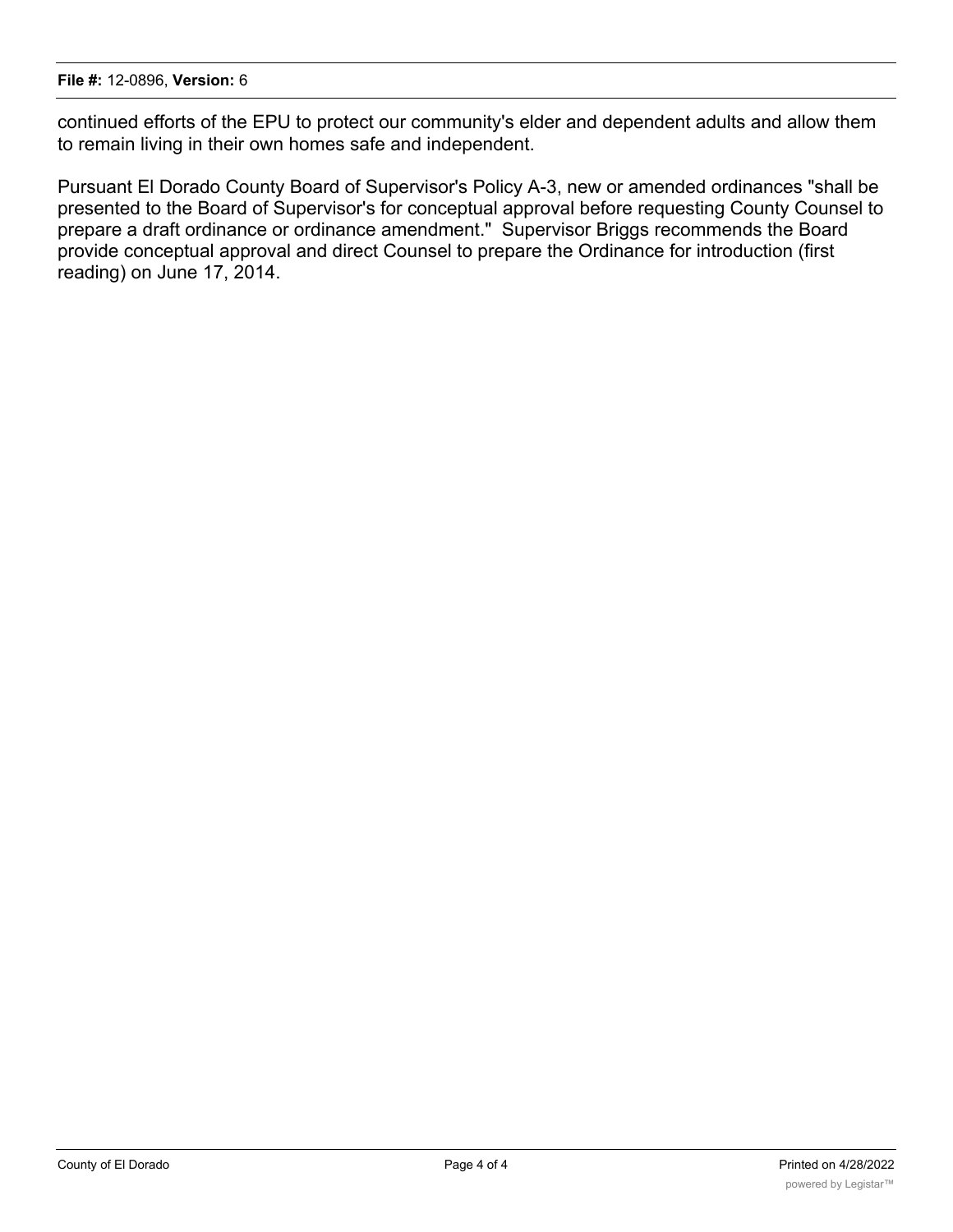continued efforts of the EPU to protect our community's elder and dependent adults and allow them to remain living in their own homes safe and independent.

Pursuant El Dorado County Board of Supervisor's Policy A-3, new or amended ordinances "shall be presented to the Board of Supervisor's for conceptual approval before requesting County Counsel to prepare a draft ordinance or ordinance amendment." Supervisor Briggs recommends the Board provide conceptual approval and direct Counsel to prepare the Ordinance for introduction (first reading) on June 17, 2014.